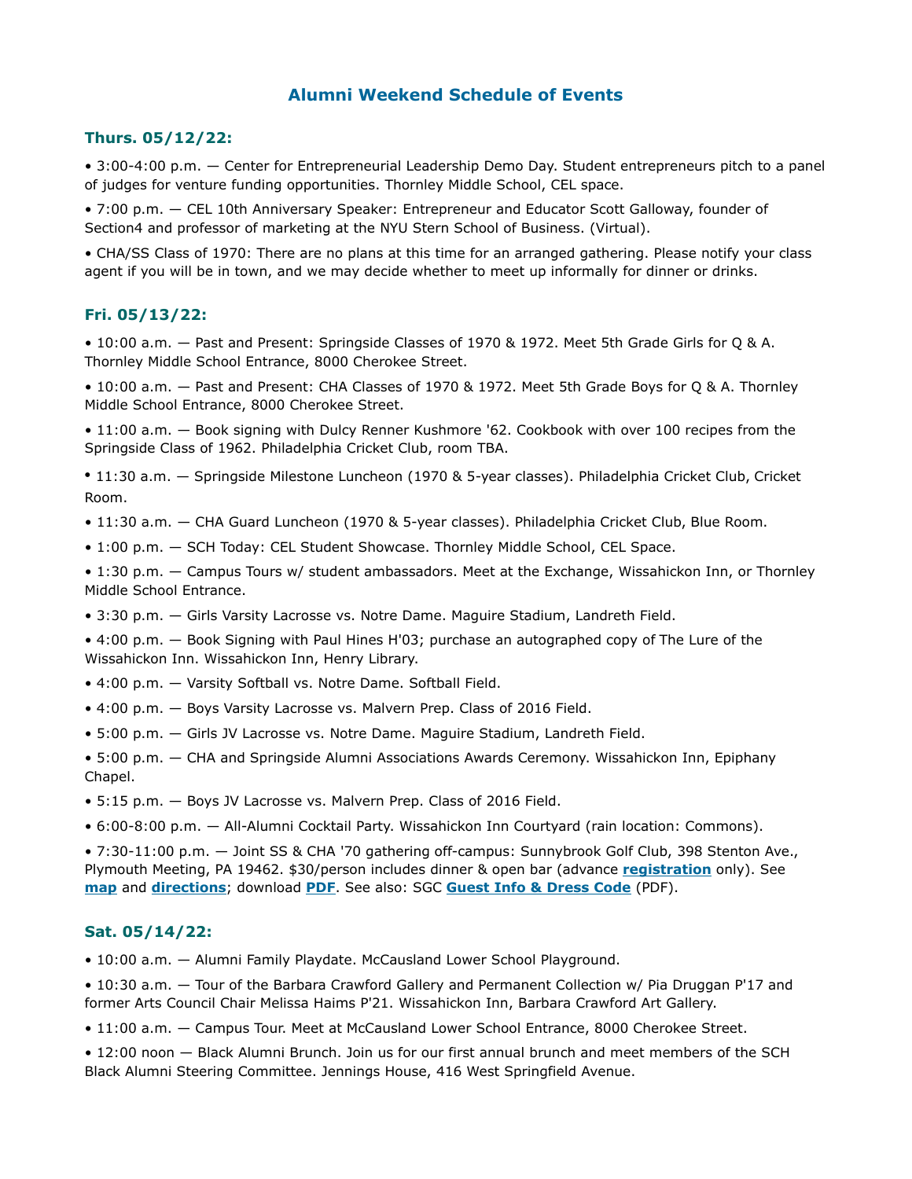# Alumni Weekend Schedule of Events

## Thurs. 05/12/22:

• 3:00-4:00 p.m. — Center for Entrepreneurial Leadership Demo Day. Student entrepreneurs pitch to a panel of judges for venture funding opportunities. Thornley Middle School, CEL space.

• 7:00 p.m. — CEL 10th Anniversary Speaker: Entrepreneur and Educator Scott Galloway, founder of Section4 and professor of marketing at the NYU Stern School of Business. (Virtual).

• CHA/SS Class of 1970: There are no plans at this time for an arranged gathering. Please notify your class agent if you will be in town, and we may decide whether to meet up informally for dinner or drinks.

## Fri. 05/13/22:

• 10:00 a.m. — Past and Present: Springside Classes of 1970 & 1972. Meet 5th Grade Girls for Q & A. Thornley Middle School Entrance, 8000 Cherokee Street.

• 10:00 a.m. — Past and Present: CHA Classes of 1970 & 1972. Meet 5th Grade Boys for Q & A. Thornley Middle School Entrance, 8000 Cherokee Street.

• 11:00 a.m. — Book signing with Dulcy Renner Kushmore '62. Cookbook with over 100 recipes from the Springside Class of 1962. Philadelphia Cricket Club, room TBA.

• 11:30 a.m. — Springside Milestone Luncheon (1970 & 5-year classes). Philadelphia Cricket Club, Cricket Room.

• 11:30 a.m. — CHA Guard Luncheon (1970 & 5-year classes). Philadelphia Cricket Club, Blue Room.

• 1:00 p.m. — SCH Today: CEL Student Showcase. Thornley Middle School, CEL Space.

• 1:30 p.m. — Campus Tours w/ student ambassadors. Meet at the Exchange, Wissahickon Inn, or Thornley Middle School Entrance.

• 3:30 p.m. — Girls Varsity Lacrosse vs. Notre Dame. Maguire Stadium, Landreth Field.

• 4:00 p.m. — Book Signing with Paul Hines H'03; purchase an autographed copy of The Lure of the Wissahickon Inn. Wissahickon Inn, Henry Library.

• 4:00 p.m. — Varsity Softball vs. Notre Dame. Softball Field.

• 4:00 p.m. — Boys Varsity Lacrosse vs. Malvern Prep. Class of 2016 Field.

• 5:00 p.m. — Girls JV Lacrosse vs. Notre Dame. Maguire Stadium, Landreth Field.

• 5:00 p.m. — CHA and Springside Alumni Associations Awards Ceremony. Wissahickon Inn, Epiphany Chapel.

• 5:15 p.m. — Boys JV Lacrosse vs. Malvern Prep. Class of 2016 Field.

• 6:00-8:00 p.m. — All-Alumni Cocktail Party. Wissahickon Inn Courtyard (rain location: Commons).

• 7:30-11:00 p.m. — Joint SS & CHA '70 gathering off-campus: Sunnybrook Golf Club, 398 Stenton Ave., Plymouth Meeting, PA 19462. $30/person includes dinner & open bar (advance **registration** only). See **map** and **directions**; download **PDF**. See also: SGC **Guest Info & Dress Code** (PDF).

## Sat. 05/14/22:

• 10:00 a.m. — Alumni Family Playdate. McCausland Lower School Playground.

• 10:30 a.m. — Tour of the Barbara Crawford Gallery and Permanent Collection w/ Pia Druggan P'17 and former Arts Council Chair Melissa Haims P'21. Wissahickon Inn, Barbara Crawford Art Gallery.

• 11:00 a.m. — Campus Tour. Meet at McCausland Lower School Entrance, 8000 Cherokee Street.

• 12:00 noon — Black Alumni Brunch. Join us for our first annual brunch and meet members of the SCH Black Alumni Steering Committee. Jennings House, 416 West Springfield Avenue.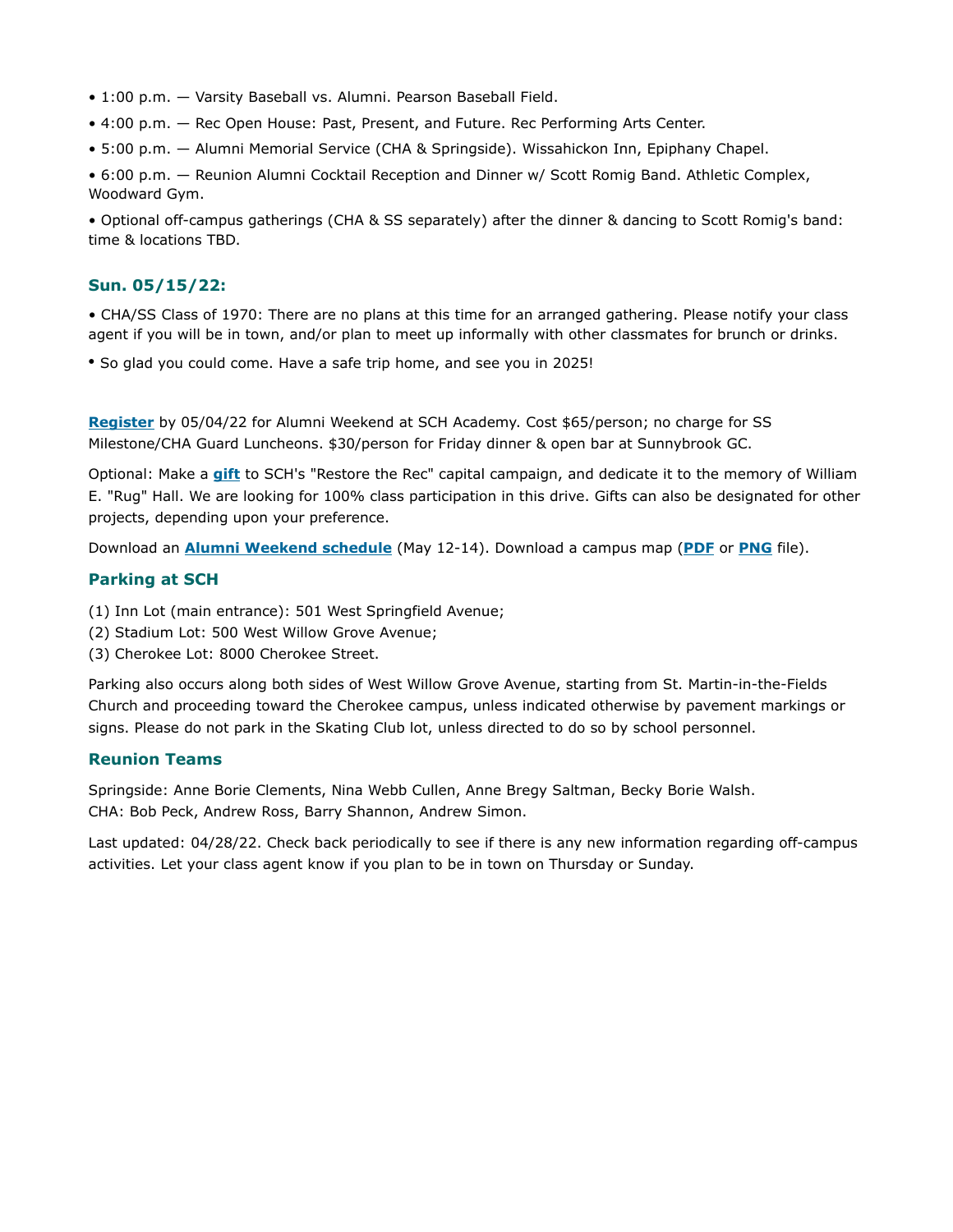- 1:00 p.m. — Varsity Baseball vs. Alumni. Pearson Baseball Field.
- 4:00 p.m. — Rec Open House: Past, Present, and Future. Rec Performing Arts Center.
- 5:00 p.m. — Alumni Memorial Service (CHA & Springside). Wissahickon Inn, Epiphany Chapel.
- 6:00 p.m. — Reunion Alumni Cocktail Reception and Dinner w/ Scott Romig Band. Athletic Complex, Woodward Gym.
- Optional off-campus gatherings (CHA & SS separately) after the dinner & dancing to Scott Romig's band: time & locations TBD.

### Sun. 05/15/22:

- CHA/SS Class of 1970: There are no plans at this time for an arranged gathering. Please notify your class agent if you will be in town, and/or plan to meet up informally with other classmates for brunch or drinks.
- So glad you could come. Have a safe trip home, and see you in 2025!

**Register** by 05/04/22 for Alumni Weekend at SCH Academy. Cost $65/person; no charge for SS Milestone/CHA Guard Luncheons. $30/person for Friday dinner & open bar at Sunnybrook GC.

Optional: Make a **gift** to SCH's "Restore the Rec" capital campaign, and dedicate it to the memory of William E. "Rug" Hall. We are looking for 100% class participation in this drive. Gifts can also be designated for other projects, depending upon your preference.

Download an **Alumni Weekend schedule** (May 12-14). Download a campus map (**PDF** or **PNG** file).

### Parking at SCH

(1) Inn Lot (main entrance): 501 West Springfield Avenue;
(2) Stadium Lot: 500 West Willow Grove Avenue;
(3) Cherokee Lot: 8000 Cherokee Street.

Parking also occurs along both sides of West Willow Grove Avenue, starting from St. Martin-in-the-Fields Church and proceeding toward the Cherokee campus, unless indicated otherwise by pavement markings or signs. Please do not park in the Skating Club lot, unless directed to do so by school personnel.

### Reunion Teams

Springside: Anne Borie Clements, Nina Webb Cullen, Anne Bregy Saltman, Becky Borie Walsh.
CHA: Bob Peck, Andrew Ross, Barry Shannon, Andrew Simon.

Last updated: 04/28/22. Check back periodically to see if there is any new information regarding off-campus activities. Let your class agent know if you plan to be in town on Thursday or Sunday.